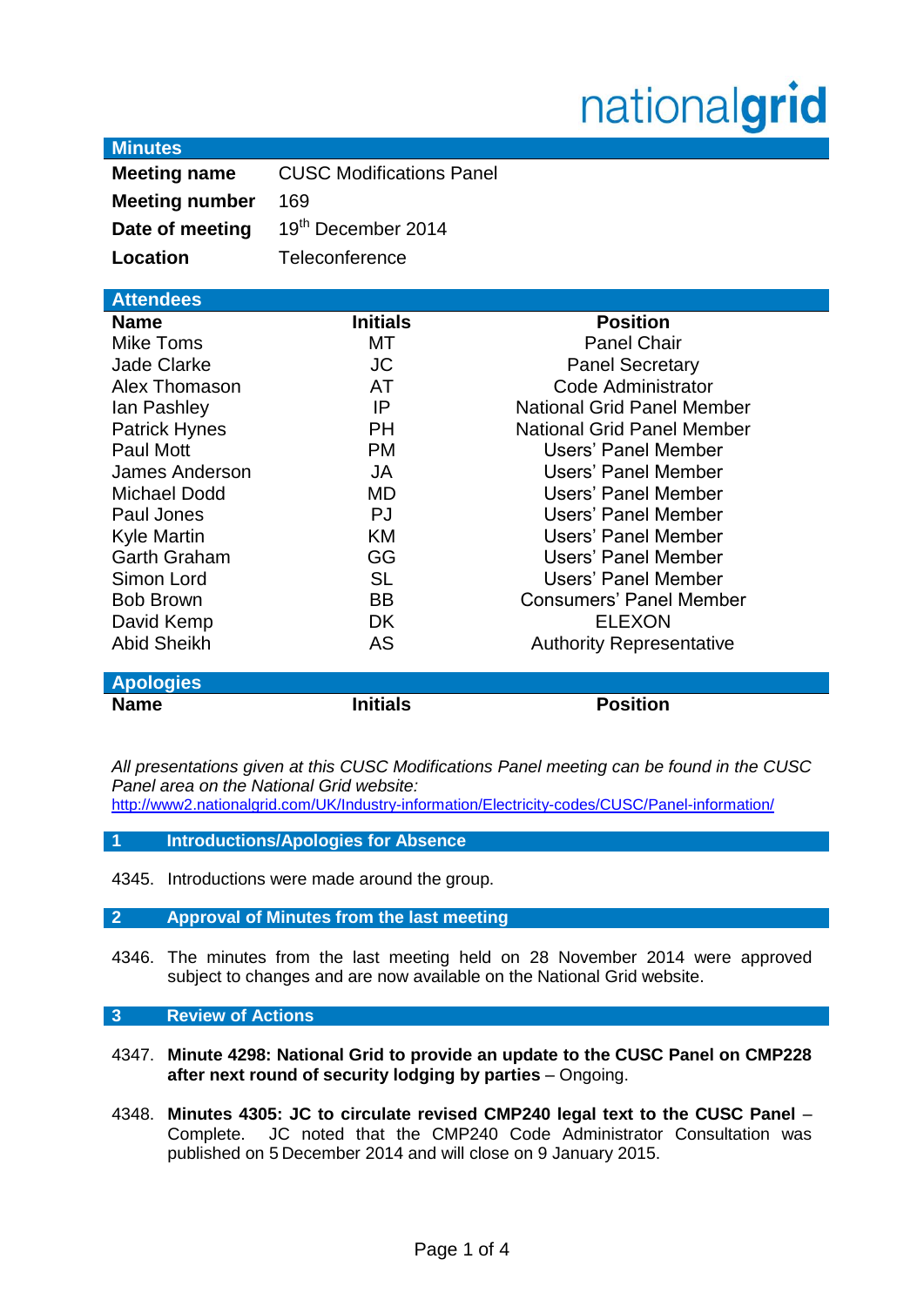nationalgrid

## Minutes

| | |
|---|---|
| **Meeting name** | CUSC Modifications Panel |
| **Meeting number** | 169 |
| **Date of meeting** | 19th December 2014 |
| **Location** | Teleconference |

## Attendees

| Name | Initials | Position |
|---|---|---|
| Mike Toms | MT | Panel Chair |
| Jade Clarke | JC | Panel Secretary |
| Alex Thomason | AT | Code Administrator |
| Ian Pashley | IP | National Grid Panel Member |
| Patrick Hynes | PH | National Grid Panel Member |
| Paul Mott | PM | Users' Panel Member |
| James Anderson | JA | Users' Panel Member |
| Michael Dodd | MD | Users' Panel Member |
| Paul Jones | PJ | Users' Panel Member |
| Kyle Martin | KM | Users' Panel Member |
| Garth Graham | GG | Users' Panel Member |
| Simon Lord | SL | Users' Panel Member |
| Bob Brown | BB | Consumers' Panel Member |
| David Kemp | DK | ELEXON |
| Abid Sheikh | AS | Authority Representative |

## Apologies

| Name | Initials | Position |
|---|---|---|

*All presentations given at this CUSC Modifications Panel meeting can be found in the CUSC Panel area on the National Grid website:*
http://www2.nationalgrid.com/UK/Industry-information/Electricity-codes/CUSC/Panel-information/

## 1 Introductions/Apologies for Absence

4345. Introductions were made around the group.

## 2 Approval of Minutes from the last meeting

4346. The minutes from the last meeting held on 28 November 2014 were approved subject to changes and are now available on the National Grid website.

## 3 Review of Actions

4347. **Minute 4298: National Grid to provide an update to the CUSC Panel on CMP228 after next round of security lodging by parties** – Ongoing.

4348. **Minutes 4305: JC to circulate revised CMP240 legal text to the CUSC Panel** – Complete. JC noted that the CMP240 Code Administrator Consultation was published on 5 December 2014 and will close on 9 January 2015.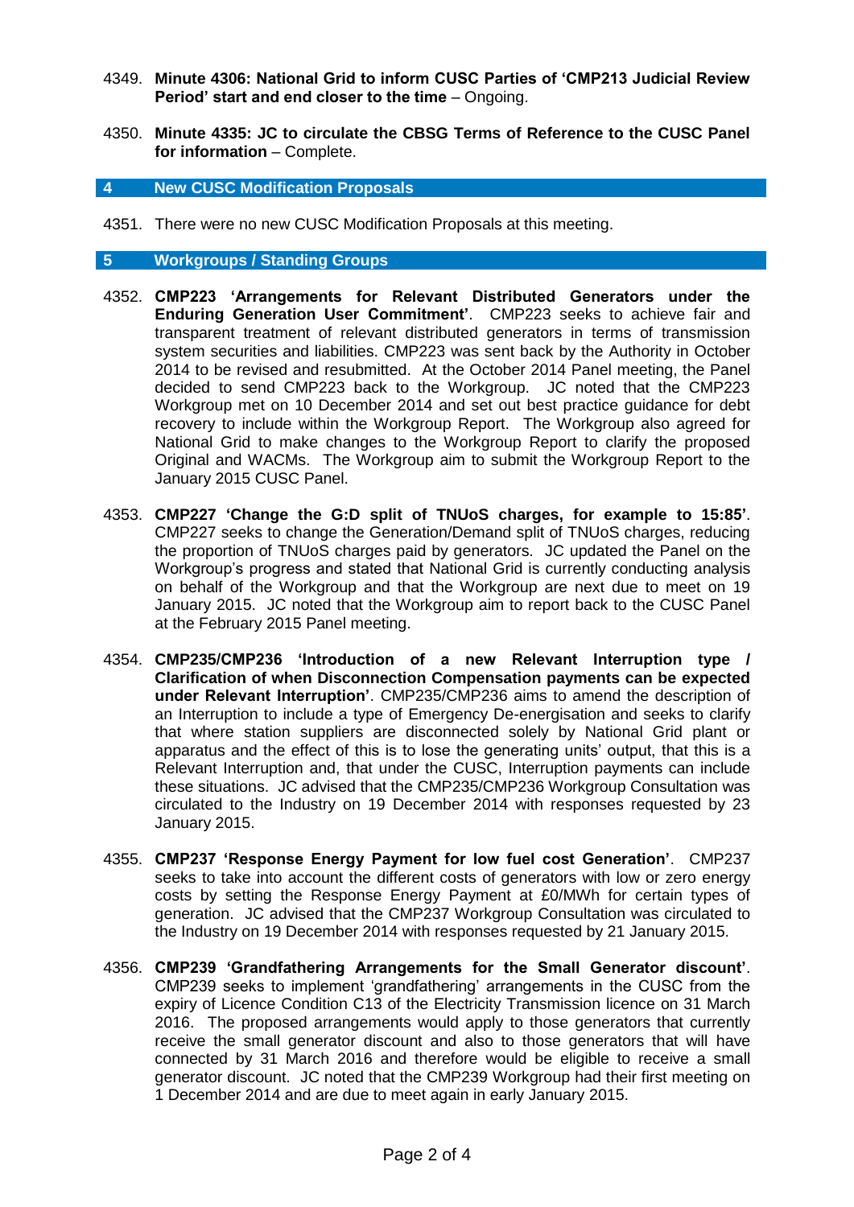4349. **Minute 4306: National Grid to inform CUSC Parties of 'CMP213 Judicial Review Period' start and end closer to the time** – Ongoing.

4350. **Minute 4335: JC to circulate the CBSG Terms of Reference to the CUSC Panel for information** – Complete.

## 4 New CUSC Modification Proposals

4351. There were no new CUSC Modification Proposals at this meeting.

## 5 Workgroups / Standing Groups

4352. **CMP223 'Arrangements for Relevant Distributed Generators under the Enduring Generation User Commitment'**. CMP223 seeks to achieve fair and transparent treatment of relevant distributed generators in terms of transmission system securities and liabilities. CMP223 was sent back by the Authority in October 2014 to be revised and resubmitted. At the October 2014 Panel meeting, the Panel decided to send CMP223 back to the Workgroup. JC noted that the CMP223 Workgroup met on 10 December 2014 and set out best practice guidance for debt recovery to include within the Workgroup Report. The Workgroup also agreed for National Grid to make changes to the Workgroup Report to clarify the proposed Original and WACMs. The Workgroup aim to submit the Workgroup Report to the January 2015 CUSC Panel.

4353. **CMP227 'Change the G:D split of TNUoS charges, for example to 15:85'**. CMP227 seeks to change the Generation/Demand split of TNUoS charges, reducing the proportion of TNUoS charges paid by generators. JC updated the Panel on the Workgroup's progress and stated that National Grid is currently conducting analysis on behalf of the Workgroup and that the Workgroup are next due to meet on 19 January 2015. JC noted that the Workgroup aim to report back to the CUSC Panel at the February 2015 Panel meeting.

4354. **CMP235/CMP236 'Introduction of a new Relevant Interruption type / Clarification of when Disconnection Compensation payments can be expected under Relevant Interruption'**. CMP235/CMP236 aims to amend the description of an Interruption to include a type of Emergency De-energisation and seeks to clarify that where station suppliers are disconnected solely by National Grid plant or apparatus and the effect of this is to lose the generating units' output, that this is a Relevant Interruption and, that under the CUSC, Interruption payments can include these situations. JC advised that the CMP235/CMP236 Workgroup Consultation was circulated to the Industry on 19 December 2014 with responses requested by 23 January 2015.

4355. **CMP237 'Response Energy Payment for low fuel cost Generation'**. CMP237 seeks to take into account the different costs of generators with low or zero energy costs by setting the Response Energy Payment at £0/MWh for certain types of generation. JC advised that the CMP237 Workgroup Consultation was circulated to the Industry on 19 December 2014 with responses requested by 21 January 2015.

4356. **CMP239 'Grandfathering Arrangements for the Small Generator discount'**. CMP239 seeks to implement 'grandfathering' arrangements in the CUSC from the expiry of Licence Condition C13 of the Electricity Transmission licence on 31 March 2016. The proposed arrangements would apply to those generators that currently receive the small generator discount and also to those generators that will have connected by 31 March 2016 and therefore would be eligible to receive a small generator discount. JC noted that the CMP239 Workgroup had their first meeting on 1 December 2014 and are due to meet again in early January 2015.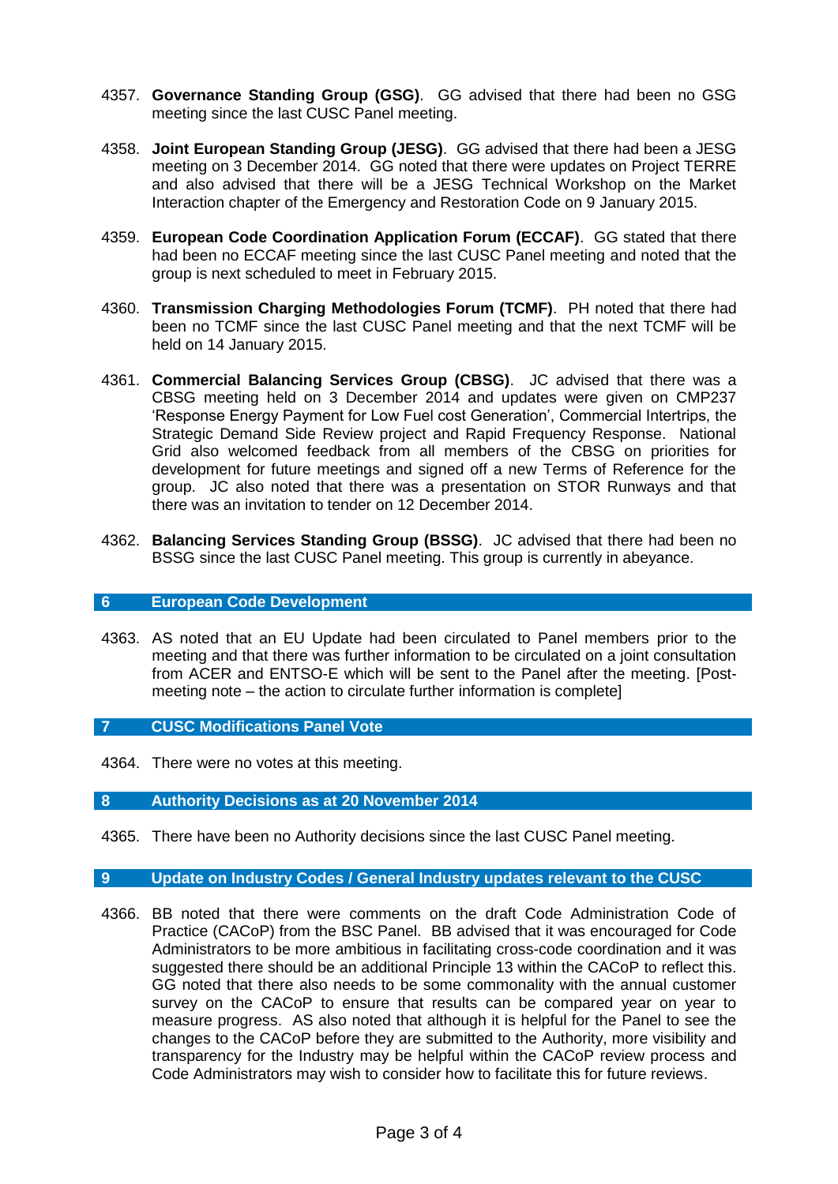4357. **Governance Standing Group (GSG)**. GG advised that there had been no GSG meeting since the last CUSC Panel meeting.

4358. **Joint European Standing Group (JESG)**. GG advised that there had been a JESG meeting on 3 December 2014. GG noted that there were updates on Project TERRE and also advised that there will be a JESG Technical Workshop on the Market Interaction chapter of the Emergency and Restoration Code on 9 January 2015.

4359. **European Code Coordination Application Forum (ECCAF)**. GG stated that there had been no ECCAF meeting since the last CUSC Panel meeting and noted that the group is next scheduled to meet in February 2015.

4360. **Transmission Charging Methodologies Forum (TCMF)**. PH noted that there had been no TCMF since the last CUSC Panel meeting and that the next TCMF will be held on 14 January 2015.

4361. **Commercial Balancing Services Group (CBSG)**. JC advised that there was a CBSG meeting held on 3 December 2014 and updates were given on CMP237 'Response Energy Payment for Low Fuel cost Generation', Commercial Intertrips, the Strategic Demand Side Review project and Rapid Frequency Response. National Grid also welcomed feedback from all members of the CBSG on priorities for development for future meetings and signed off a new Terms of Reference for the group. JC also noted that there was a presentation on STOR Runways and that there was an invitation to tender on 12 December 2014.

4362. **Balancing Services Standing Group (BSSG)**. JC advised that there had been no BSSG since the last CUSC Panel meeting. This group is currently in abeyance.

## 6 European Code Development

4363. AS noted that an EU Update had been circulated to Panel members prior to the meeting and that there was further information to be circulated on a joint consultation from ACER and ENTSO-E which will be sent to the Panel after the meeting. [Post-meeting note – the action to circulate further information is complete]

## 7 CUSC Modifications Panel Vote

4364. There were no votes at this meeting.

## 8 Authority Decisions as at 20 November 2014

4365. There have been no Authority decisions since the last CUSC Panel meeting.

## 9 Update on Industry Codes / General Industry updates relevant to the CUSC

4366. BB noted that there were comments on the draft Code Administration Code of Practice (CACoP) from the BSC Panel. BB advised that it was encouraged for Code Administrators to be more ambitious in facilitating cross-code coordination and it was suggested there should be an additional Principle 13 within the CACoP to reflect this. GG noted that there also needs to be some commonality with the annual customer survey on the CACoP to ensure that results can be compared year on year to measure progress. AS also noted that although it is helpful for the Panel to see the changes to the CACoP before they are submitted to the Authority, more visibility and transparency for the Industry may be helpful within the CACoP review process and Code Administrators may wish to consider how to facilitate this for future reviews.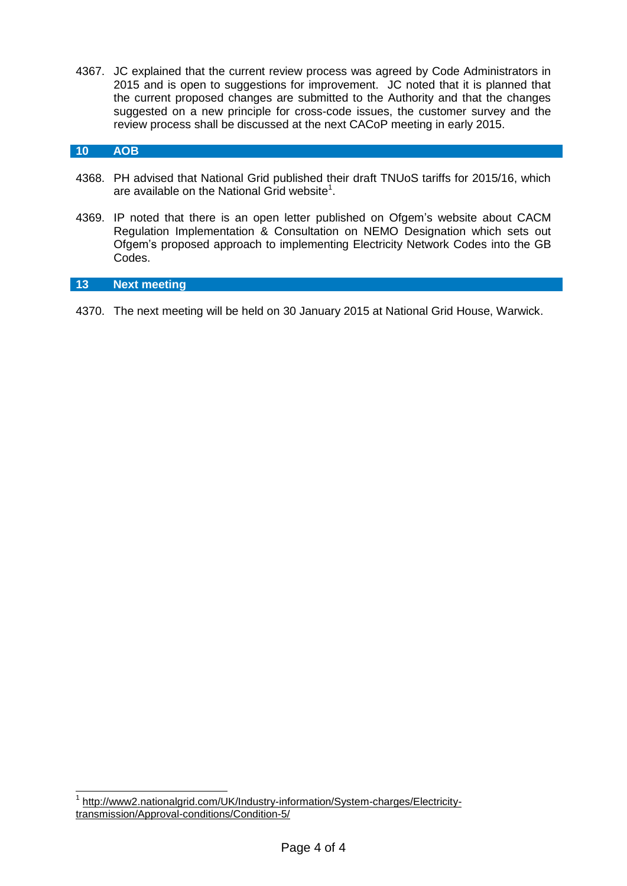4367. JC explained that the current review process was agreed by Code Administrators in 2015 and is open to suggestions for improvement. JC noted that it is planned that the current proposed changes are submitted to the Authority and that the changes suggested on a new principle for cross-code issues, the customer survey and the review process shall be discussed at the next CACoP meeting in early 2015.

## 10 AOB

4368. PH advised that National Grid published their draft TNUoS tariffs for 2015/16, which are available on the National Grid website[1].

4369. IP noted that there is an open letter published on Ofgem's website about CACM Regulation Implementation & Consultation on NEMO Designation which sets out Ofgem's proposed approach to implementing Electricity Network Codes into the GB Codes.

## 13 Next meeting

4370. The next meeting will be held on 30 January 2015 at National Grid House, Warwick.

---

[1] http://www2.nationalgrid.com/UK/Industry-information/System-charges/Electricity-transmission/Approval-conditions/Condition-5/